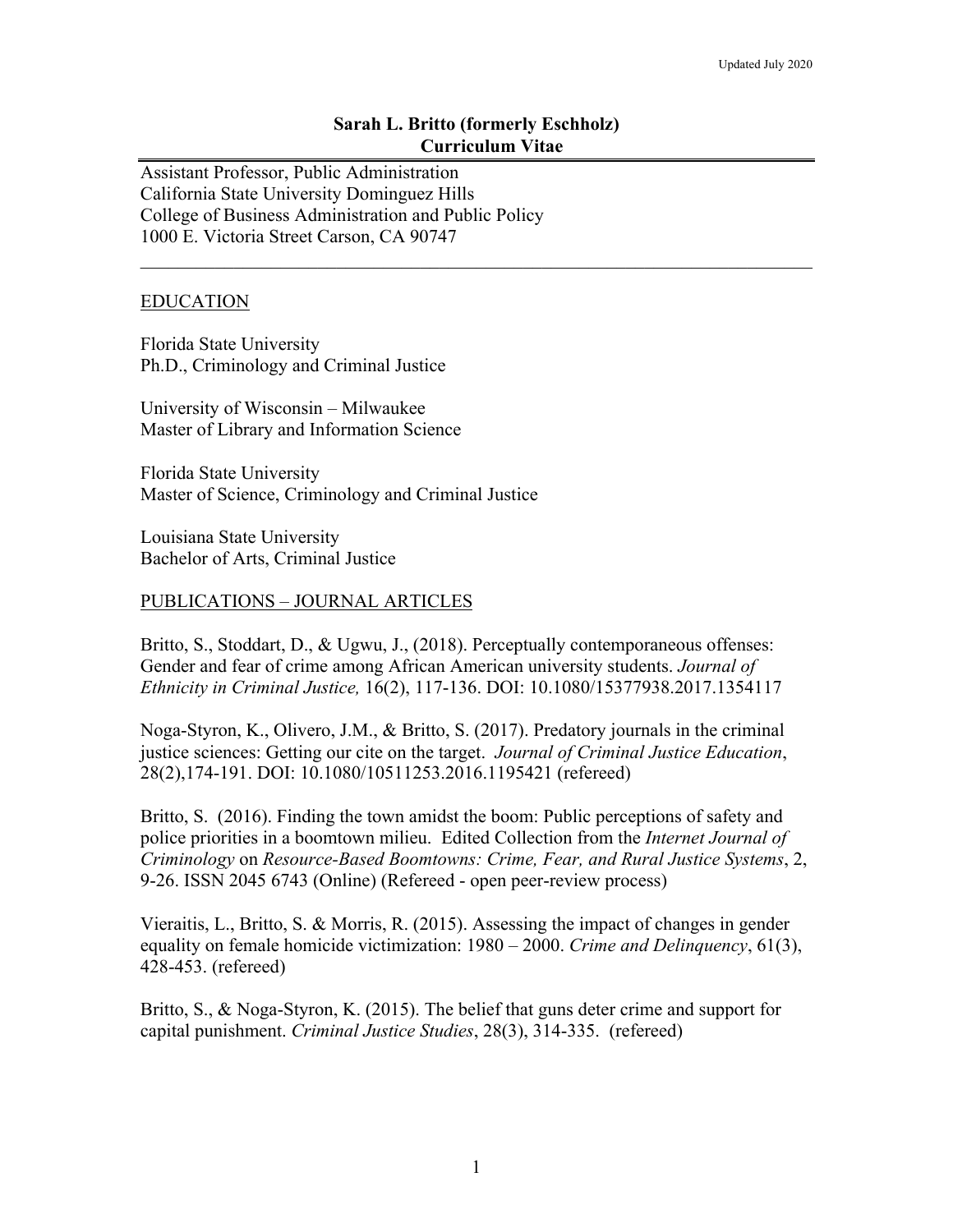Updated July 2020

# Sarah L. Britto (formerly Eschholz)
## Curriculum Vitae

Assistant Professor, Public Administration
California State University Dominguez Hills
College of Business Administration and Public Policy
1000 E. Victoria Street Carson, CA 90747

---

## EDUCATION

Florida State University
Ph.D., Criminology and Criminal Justice

University of Wisconsin – Milwaukee
Master of Library and Information Science

Florida State University
Master of Science, Criminology and Criminal Justice

Louisiana State University
Bachelor of Arts, Criminal Justice

## PUBLICATIONS – JOURNAL ARTICLES

Britto, S., Stoddart, D., & Ugwu, J., (2018). Perceptually contemporaneous offenses: Gender and fear of crime among African American university students. *Journal of Ethnicity in Criminal Justice,* 16(2), 117-136. DOI: 10.1080/15377938.2017.1354117

Noga-Styron, K., Olivero, J.M., & Britto, S. (2017). Predatory journals in the criminal justice sciences: Getting our cite on the target. *Journal of Criminal Justice Education*, 28(2),174-191. DOI: 10.1080/10511253.2016.1195421 (refereed)

Britto, S. (2016). Finding the town amidst the boom: Public perceptions of safety and police priorities in a boomtown milieu. Edited Collection from the *Internet Journal of Criminology* on *Resource-Based Boomtowns: Crime, Fear, and Rural Justice Systems*, 2, 9-26. ISSN 2045 6743 (Online) (Refereed - open peer-review process)

Vieraitis, L., Britto, S. & Morris, R. (2015). Assessing the impact of changes in gender equality on female homicide victimization: 1980 – 2000. *Crime and Delinquency*, 61(3), 428-453. (refereed)

Britto, S., & Noga-Styron, K. (2015). The belief that guns deter crime and support for capital punishment. *Criminal Justice Studies*, 28(3), 314-335. (refereed)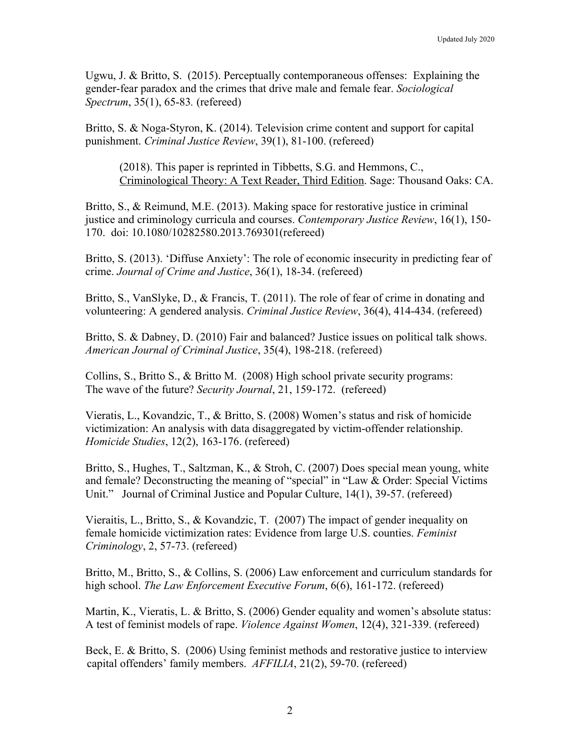Ugwu, J. & Britto, S. (2015). Perceptually contemporaneous offenses: Explaining the gender-fear paradox and the crimes that drive male and female fear. *Sociological Spectrum*, 35(1), 65-83. (refereed)

Britto, S. & Noga-Styron, K. (2014). Television crime content and support for capital punishment. *Criminal Justice Review*, 39(1), 81-100. (refereed)

> (2018). This paper is reprinted in Tibbetts, S.G. and Hemmons, C., <u>Criminological Theory: A Text Reader, Third Edition</u>. Sage: Thousand Oaks: CA.

Britto, S., & Reimund, M.E. (2013). Making space for restorative justice in criminal justice and criminology curricula and courses. *Contemporary Justice Review*, 16(1), 150-170. doi: 10.1080/10282580.2013.769301(refereed)

Britto, S. (2013). 'Diffuse Anxiety': The role of economic insecurity in predicting fear of crime. *Journal of Crime and Justice*, 36(1), 18-34. (refereed)

Britto, S., VanSlyke, D., & Francis, T. (2011). The role of fear of crime in donating and volunteering: A gendered analysis. *Criminal Justice Review*, 36(4), 414-434. (refereed)

Britto, S. & Dabney, D. (2010) Fair and balanced? Justice issues on political talk shows. *American Journal of Criminal Justice*, 35(4), 198-218. (refereed)

Collins, S., Britto S., & Britto M. (2008) High school private security programs: The wave of the future? *Security Journal*, 21, 159-172. (refereed)

Vieratis, L., Kovandzic, T., & Britto, S. (2008) Women's status and risk of homicide victimization: An analysis with data disaggregated by victim-offender relationship. *Homicide Studies*, 12(2), 163-176. (refereed)

Britto, S., Hughes, T., Saltzman, K., & Stroh, C. (2007) Does special mean young, white and female? Deconstructing the meaning of "special" in "Law & Order: Special Victims Unit." Journal of Criminal Justice and Popular Culture, 14(1), 39-57. (refereed)

Vieraitis, L., Britto, S., & Kovandzic, T. (2007) The impact of gender inequality on female homicide victimization rates: Evidence from large U.S. counties. *Feminist Criminology*, 2, 57-73. (refereed)

Britto, M., Britto, S., & Collins, S. (2006) Law enforcement and curriculum standards for high school. *The Law Enforcement Executive Forum*, 6(6), 161-172. (refereed)

Martin, K., Vieratis, L. & Britto, S. (2006) Gender equality and women's absolute status: A test of feminist models of rape. *Violence Against Women*, 12(4), 321-339. (refereed)

Beck, E. & Britto, S. (2006) Using feminist methods and restorative justice to interview capital offenders' family members. *AFFILIA*, 21(2), 59-70. (refereed)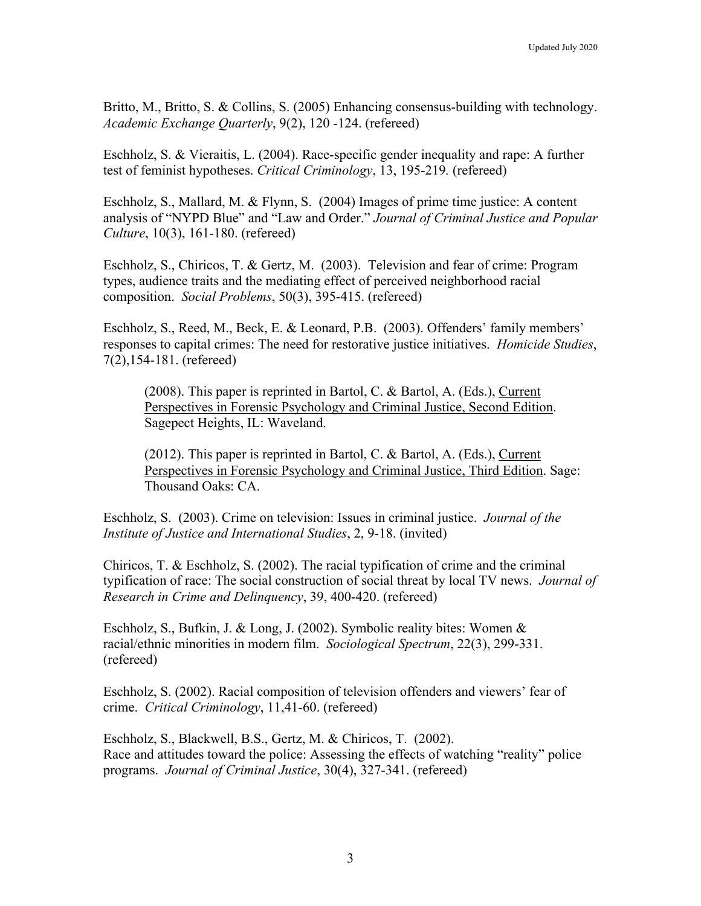Britto, M., Britto, S. & Collins, S. (2005) Enhancing consensus-building with technology. *Academic Exchange Quarterly*, 9(2), 120 -124. (refereed)

Eschholz, S. & Vieraitis, L. (2004). Race-specific gender inequality and rape: A further test of feminist hypotheses. *Critical Criminology*, 13, 195-219*.* (refereed)

Eschholz, S., Mallard, M. & Flynn, S. (2004) Images of prime time justice: A content analysis of "NYPD Blue" and "Law and Order." *Journal of Criminal Justice and Popular Culture*, 10(3), 161-180. (refereed)

Eschholz, S., Chiricos, T. & Gertz, M. (2003). Television and fear of crime: Program types, audience traits and the mediating effect of perceived neighborhood racial composition. *Social Problems*, 50(3), 395-415. (refereed)

Eschholz, S., Reed, M., Beck, E. & Leonard, P.B. (2003). Offenders' family members' responses to capital crimes: The need for restorative justice initiatives. *Homicide Studies*, 7(2),154-181. (refereed)

> (2008). This paper is reprinted in Bartol, C. & Bartol, A. (Eds.), <u>Current Perspectives in Forensic Psychology and Criminal Justice, Second Edition</u>. Sagepect Heights, IL: Waveland.
>
> (2012). This paper is reprinted in Bartol, C. & Bartol, A. (Eds.), <u>Current Perspectives in Forensic Psychology and Criminal Justice, Third Edition</u>. Sage: Thousand Oaks: CA.

Eschholz, S. (2003). Crime on television: Issues in criminal justice. *Journal of the Institute of Justice and International Studies*, 2, 9-18. (invited)

Chiricos, T. & Eschholz, S. (2002). The racial typification of crime and the criminal typification of race: The social construction of social threat by local TV news. *Journal of Research in Crime and Delinquency*, 39, 400-420. (refereed)

Eschholz, S., Bufkin, J. & Long, J. (2002). Symbolic reality bites: Women & racial/ethnic minorities in modern film. *Sociological Spectrum*, 22(3), 299-331. (refereed)

Eschholz, S. (2002). Racial composition of television offenders and viewers' fear of crime. *Critical Criminology*, 11,41-60. (refereed)

Eschholz, S., Blackwell, B.S., Gertz, M. & Chiricos, T. (2002). Race and attitudes toward the police: Assessing the effects of watching "reality" police programs. *Journal of Criminal Justice*, 30(4), 327-341. (refereed)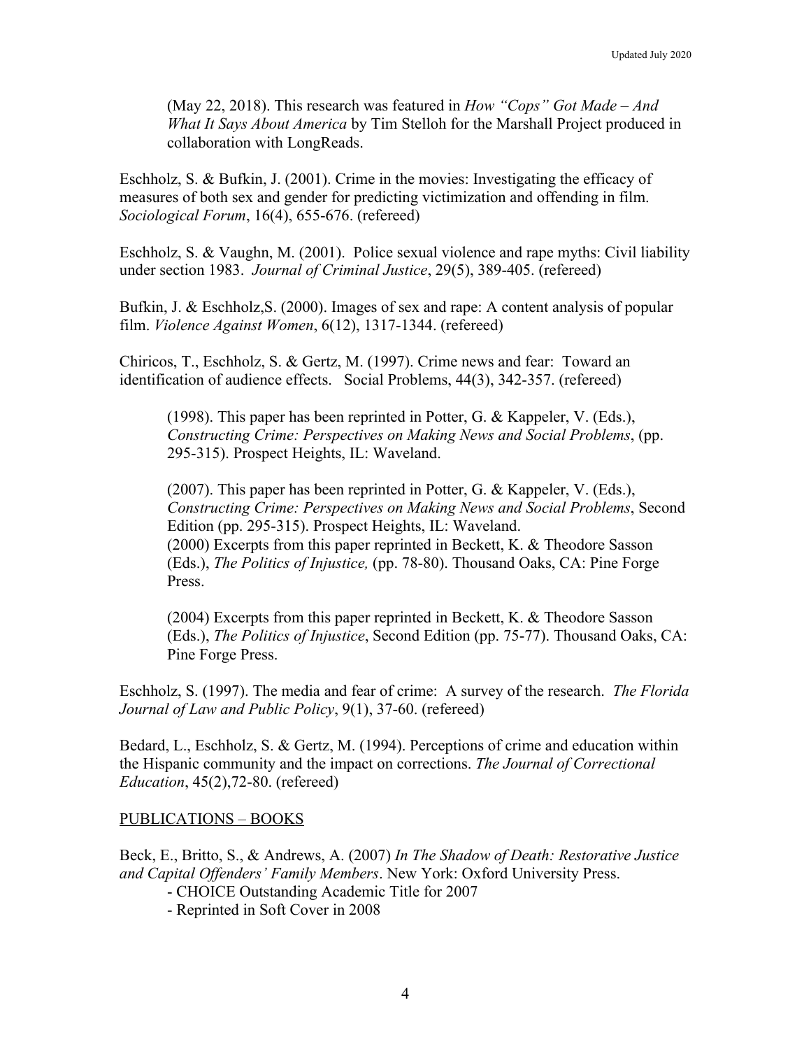(May 22, 2018). This research was featured in *How "Cops" Got Made – And What It Says About America* by Tim Stelloh for the Marshall Project produced in collaboration with LongReads.

Eschholz, S. & Bufkin, J. (2001). Crime in the movies: Investigating the efficacy of measures of both sex and gender for predicting victimization and offending in film. *Sociological Forum*, 16(4), 655-676. (refereed)

Eschholz, S. & Vaughn, M. (2001). Police sexual violence and rape myths: Civil liability under section 1983. *Journal of Criminal Justice*, 29(5), 389-405. (refereed)

Bufkin, J. & Eschholz,S. (2000). Images of sex and rape: A content analysis of popular film. *Violence Against Women*, 6(12), 1317-1344. (refereed)

Chiricos, T., Eschholz, S. & Gertz, M. (1997). Crime news and fear: Toward an identification of audience effects. Social Problems, 44(3), 342-357. (refereed)

> (1998). This paper has been reprinted in Potter, G. & Kappeler, V. (Eds.), *Constructing Crime: Perspectives on Making News and Social Problems*, (pp. 295-315). Prospect Heights, IL: Waveland.
>
> (2007). This paper has been reprinted in Potter, G. & Kappeler, V. (Eds.), *Constructing Crime: Perspectives on Making News and Social Problems*, Second Edition (pp. 295-315). Prospect Heights, IL: Waveland.
> (2000) Excerpts from this paper reprinted in Beckett, K. & Theodore Sasson (Eds.), *The Politics of Injustice,* (pp. 78-80). Thousand Oaks, CA: Pine Forge Press.
>
> (2004) Excerpts from this paper reprinted in Beckett, K. & Theodore Sasson (Eds.), *The Politics of Injustice*, Second Edition (pp. 75-77). Thousand Oaks, CA: Pine Forge Press.

Eschholz, S. (1997). The media and fear of crime: A survey of the research. *The Florida Journal of Law and Public Policy*, 9(1), 37-60. (refereed)

Bedard, L., Eschholz, S. & Gertz, M. (1994). Perceptions of crime and education within the Hispanic community and the impact on corrections. *The Journal of Correctional Education*, 45(2),72-80. (refereed)

PUBLICATIONS – BOOKS

Beck, E., Britto, S., & Andrews, A. (2007) *In The Shadow of Death: Restorative Justice and Capital Offenders' Family Members*. New York: Oxford University Press.

- CHOICE Outstanding Academic Title for 2007
- Reprinted in Soft Cover in 2008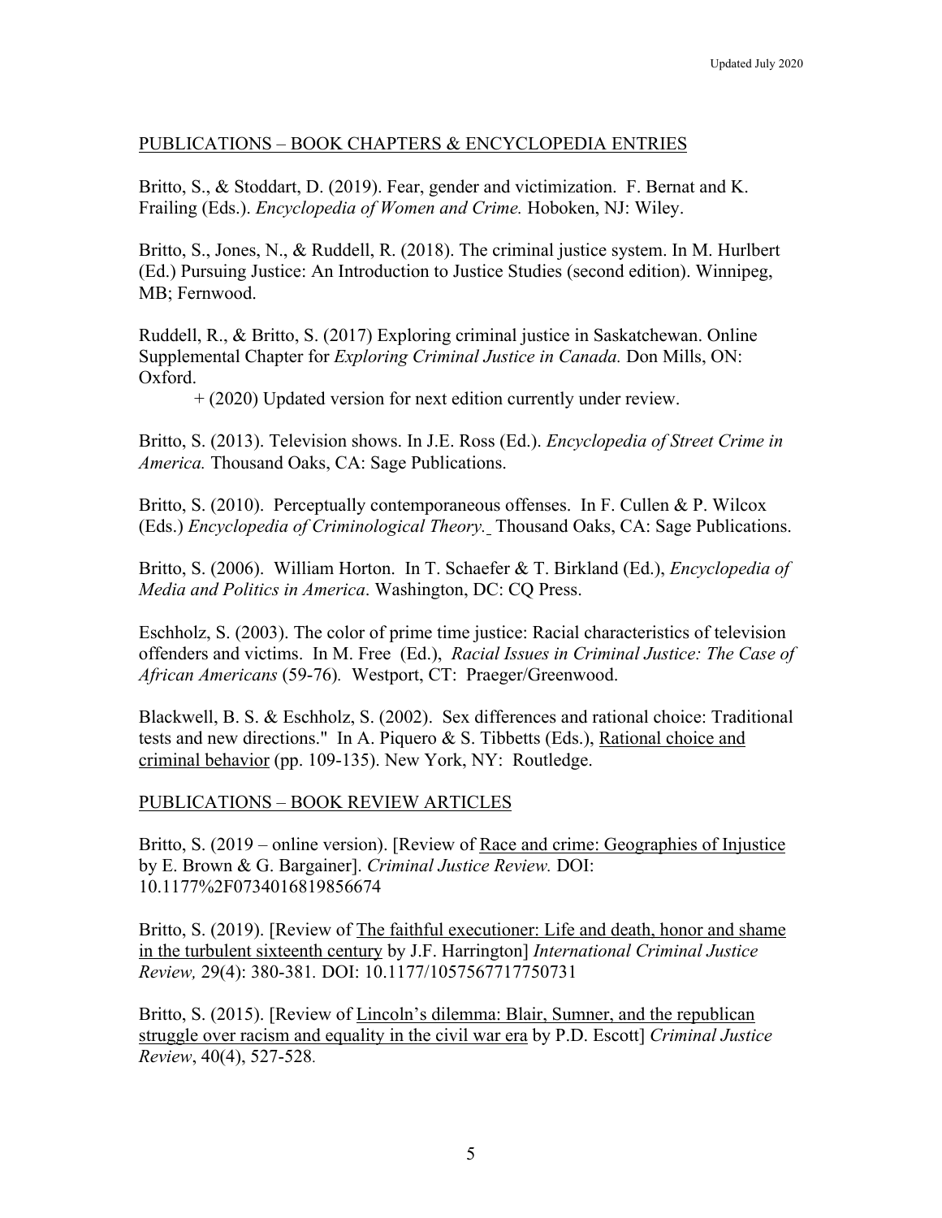## PUBLICATIONS – BOOK CHAPTERS & ENCYCLOPEDIA ENTRIES

Britto, S., & Stoddart, D. (2019). Fear, gender and victimization. F. Bernat and K. Frailing (Eds.). *Encyclopedia of Women and Crime.* Hoboken, NJ: Wiley.

Britto, S., Jones, N., & Ruddell, R. (2018). The criminal justice system. In M. Hurlbert (Ed.) Pursuing Justice: An Introduction to Justice Studies (second edition). Winnipeg, MB; Fernwood.

Ruddell, R., & Britto, S. (2017) Exploring criminal justice in Saskatchewan. Online Supplemental Chapter for *Exploring Criminal Justice in Canada.* Don Mills, ON: Oxford.

+ (2020) Updated version for next edition currently under review.

Britto, S. (2013). Television shows. In J.E. Ross (Ed.). *Encyclopedia of Street Crime in America.* Thousand Oaks, CA: Sage Publications.

Britto, S. (2010). Perceptually contemporaneous offenses. In F. Cullen & P. Wilcox (Eds.) *Encyclopedia of Criminological Theory.* Thousand Oaks, CA: Sage Publications.

Britto, S. (2006). William Horton. In T. Schaefer & T. Birkland (Ed.), *Encyclopedia of Media and Politics in America*. Washington, DC: CQ Press.

Eschholz, S. (2003). The color of prime time justice: Racial characteristics of television offenders and victims. In M. Free (Ed.), *Racial Issues in Criminal Justice: The Case of African Americans* (59-76). Westport, CT: Praeger/Greenwood.

Blackwell, B. S. & Eschholz, S. (2002). Sex differences and rational choice: Traditional tests and new directions." In A. Piquero & S. Tibbetts (Eds.), <u>Rational choice and criminal behavior</u> (pp. 109-135). New York, NY: Routledge.

## PUBLICATIONS – BOOK REVIEW ARTICLES

Britto, S. (2019 – online version). [Review of <u>Race and crime: Geographies of Injustice</u> by E. Brown & G. Bargainer]. *Criminal Justice Review.* DOI: 10.1177%2F0734016819856674

Britto, S. (2019). [Review of <u>The faithful executioner: Life and death, honor and shame in the turbulent sixteenth century</u> by J.F. Harrington] *International Criminal Justice Review,* 29(4): 380-381. DOI: 10.1177/1057567717750731

Britto, S. (2015). [Review of <u>Lincoln's dilemma: Blair, Sumner, and the republican struggle over racism and equality in the civil war era</u> by P.D. Escott] *Criminal Justice Review*, 40(4), 527-528.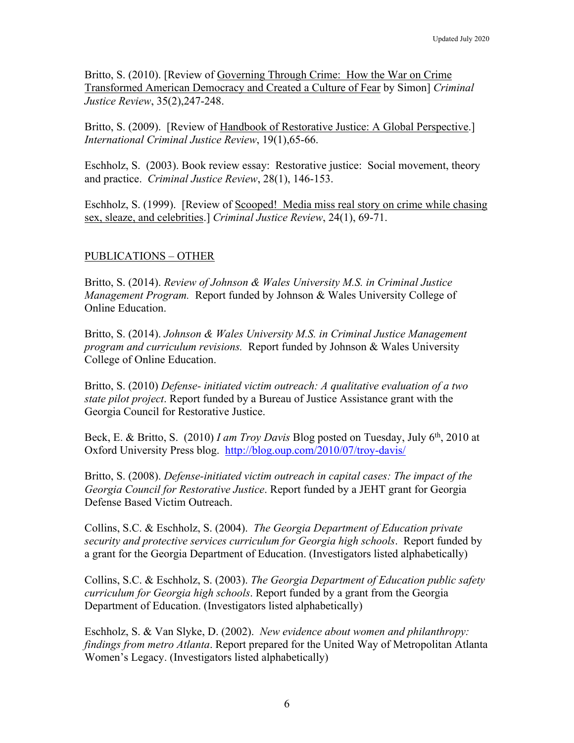Britto, S. (2010). [Review of <u>Governing Through Crime: How the War on Crime Transformed American Democracy and Created a Culture of Fear</u> by Simon] *Criminal Justice Review*, 35(2),247-248.

Britto, S. (2009). [Review of <u>Handbook of Restorative Justice: A Global Perspective</u>.] *International Criminal Justice Review*, 19(1),65-66.

Eschholz, S. (2003). Book review essay: Restorative justice: Social movement, theory and practice. *Criminal Justice Review*, 28(1), 146-153.

Eschholz, S. (1999). [Review of <u>Scooped! Media miss real story on crime while chasing sex, sleaze, and celebrities</u>.] *Criminal Justice Review*, 24(1), 69-71.

## PUBLICATIONS – OTHER

Britto, S. (2014). *Review of Johnson & Wales University M.S. in Criminal Justice Management Program.* Report funded by Johnson & Wales University College of Online Education.

Britto, S. (2014). *Johnson & Wales University M.S. in Criminal Justice Management program and curriculum revisions.* Report funded by Johnson & Wales University College of Online Education.

Britto, S. (2010) *Defense- initiated victim outreach: A qualitative evaluation of a two state pilot project*. Report funded by a Bureau of Justice Assistance grant with the Georgia Council for Restorative Justice.

Beck, E. & Britto, S. (2010) *I am Troy Davis* Blog posted on Tuesday, July 6th, 2010 at Oxford University Press blog. http://blog.oup.com/2010/07/troy-davis/

Britto, S. (2008). *Defense-initiated victim outreach in capital cases: The impact of the Georgia Council for Restorative Justice*. Report funded by a JEHT grant for Georgia Defense Based Victim Outreach.

Collins, S.C. & Eschholz, S. (2004). *The Georgia Department of Education private security and protective services curriculum for Georgia high schools*. Report funded by a grant for the Georgia Department of Education. (Investigators listed alphabetically)

Collins, S.C. & Eschholz, S. (2003). *The Georgia Department of Education public safety curriculum for Georgia high schools*. Report funded by a grant from the Georgia Department of Education. (Investigators listed alphabetically)

Eschholz, S. & Van Slyke, D. (2002). *New evidence about women and philanthropy: findings from metro Atlanta*. Report prepared for the United Way of Metropolitan Atlanta Women's Legacy. (Investigators listed alphabetically)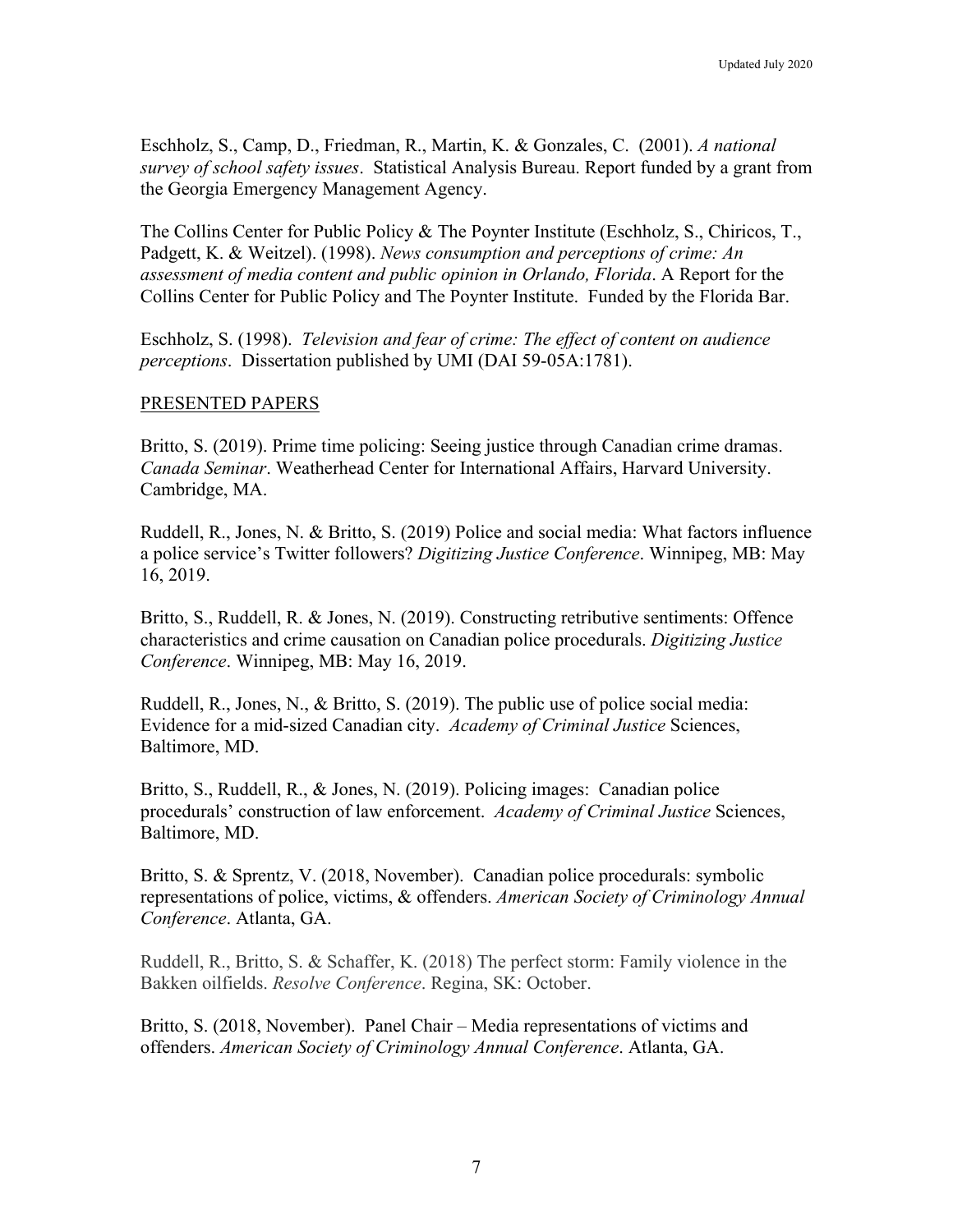Eschholz, S., Camp, D., Friedman, R., Martin, K. & Gonzales, C. (2001). *A national survey of school safety issues*. Statistical Analysis Bureau. Report funded by a grant from the Georgia Emergency Management Agency.

The Collins Center for Public Policy & The Poynter Institute (Eschholz, S., Chiricos, T., Padgett, K. & Weitzel). (1998). *News consumption and perceptions of crime: An assessment of media content and public opinion in Orlando, Florida*. A Report for the Collins Center for Public Policy and The Poynter Institute. Funded by the Florida Bar.

Eschholz, S. (1998). *Television and fear of crime: The effect of content on audience perceptions*. Dissertation published by UMI (DAI 59-05A:1781).

## PRESENTED PAPERS

Britto, S. (2019). Prime time policing: Seeing justice through Canadian crime dramas. *Canada Seminar*. Weatherhead Center for International Affairs, Harvard University. Cambridge, MA.

Ruddell, R., Jones, N. & Britto, S. (2019) Police and social media: What factors influence a police service's Twitter followers? *Digitizing Justice Conference*. Winnipeg, MB: May 16, 2019.

Britto, S., Ruddell, R. & Jones, N. (2019). Constructing retributive sentiments: Offence characteristics and crime causation on Canadian police procedurals. *Digitizing Justice Conference*. Winnipeg, MB: May 16, 2019.

Ruddell, R., Jones, N., & Britto, S. (2019). The public use of police social media: Evidence for a mid-sized Canadian city. *Academy of Criminal Justice* Sciences, Baltimore, MD.

Britto, S., Ruddell, R., & Jones, N. (2019). Policing images: Canadian police procedurals' construction of law enforcement. *Academy of Criminal Justice* Sciences, Baltimore, MD.

Britto, S. & Sprentz, V. (2018, November). Canadian police procedurals: symbolic representations of police, victims, & offenders. *American Society of Criminology Annual Conference*. Atlanta, GA.

Ruddell, R., Britto, S. & Schaffer, K. (2018) The perfect storm: Family violence in the Bakken oilfields. *Resolve Conference*. Regina, SK: October.

Britto, S. (2018, November). Panel Chair – Media representations of victims and offenders. *American Society of Criminology Annual Conference*. Atlanta, GA.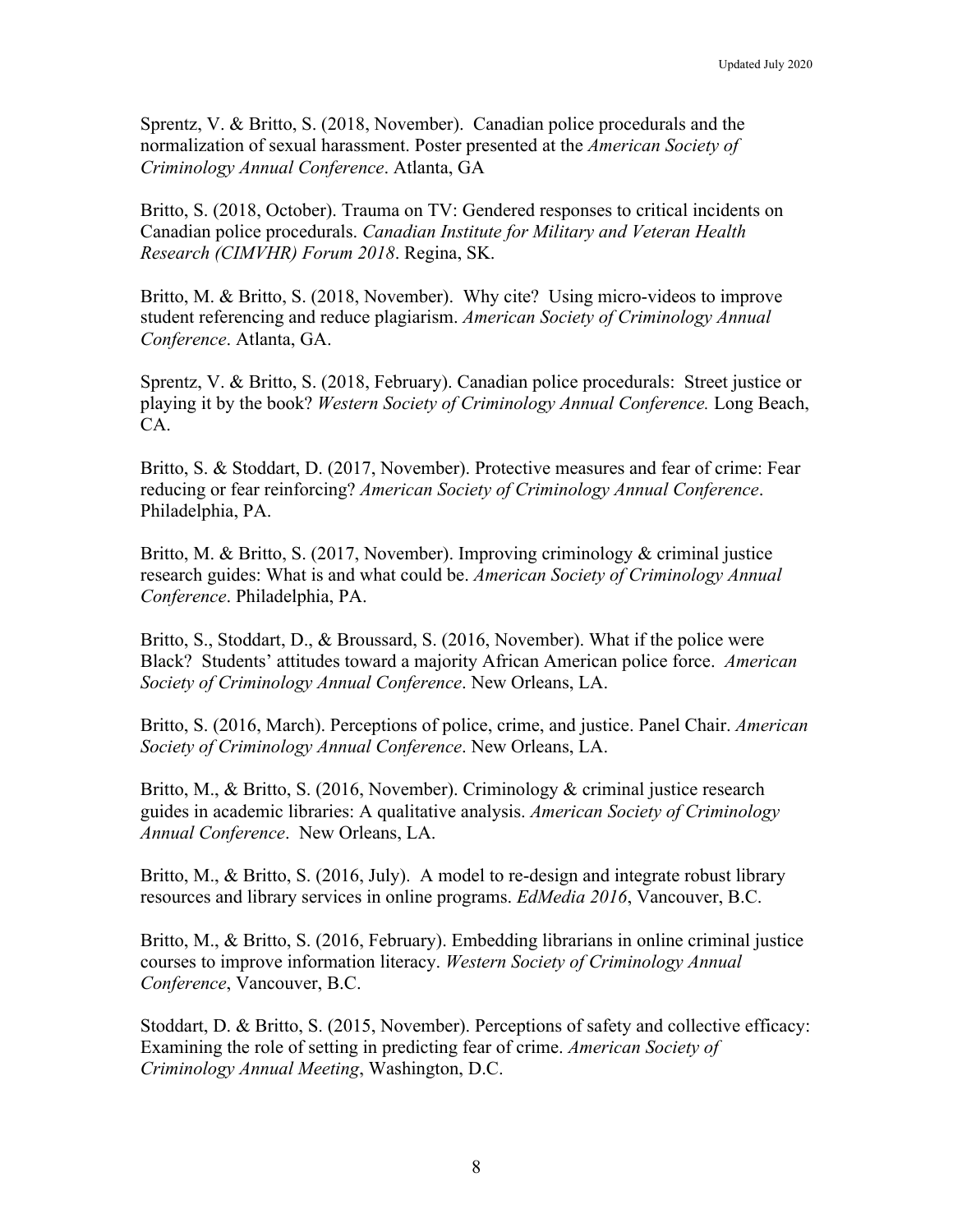Sprentz, V. & Britto, S. (2018, November). Canadian police procedurals and the normalization of sexual harassment. Poster presented at the *American Society of Criminology Annual Conference*. Atlanta, GA

Britto, S. (2018, October). Trauma on TV: Gendered responses to critical incidents on Canadian police procedurals. *Canadian Institute for Military and Veteran Health Research (CIMVHR) Forum 2018*. Regina, SK.

Britto, M. & Britto, S. (2018, November). Why cite? Using micro-videos to improve student referencing and reduce plagiarism. *American Society of Criminology Annual Conference*. Atlanta, GA.

Sprentz, V. & Britto, S. (2018, February). Canadian police procedurals: Street justice or playing it by the book? *Western Society of Criminology Annual Conference.* Long Beach, CA.

Britto, S. & Stoddart, D. (2017, November). Protective measures and fear of crime: Fear reducing or fear reinforcing? *American Society of Criminology Annual Conference*. Philadelphia, PA.

Britto, M. & Britto, S. (2017, November). Improving criminology & criminal justice research guides: What is and what could be. *American Society of Criminology Annual Conference*. Philadelphia, PA.

Britto, S., Stoddart, D., & Broussard, S. (2016, November). What if the police were Black? Students' attitudes toward a majority African American police force. *American Society of Criminology Annual Conference*. New Orleans, LA.

Britto, S. (2016, March). Perceptions of police, crime, and justice. Panel Chair. *American Society of Criminology Annual Conference*. New Orleans, LA.

Britto, M., & Britto, S. (2016, November). Criminology & criminal justice research guides in academic libraries: A qualitative analysis. *American Society of Criminology Annual Conference*. New Orleans, LA.

Britto, M., & Britto, S. (2016, July). A model to re-design and integrate robust library resources and library services in online programs. *EdMedia 2016*, Vancouver, B.C.

Britto, M., & Britto, S. (2016, February). Embedding librarians in online criminal justice courses to improve information literacy. *Western Society of Criminology Annual Conference*, Vancouver, B.C.

Stoddart, D. & Britto, S. (2015, November). Perceptions of safety and collective efficacy: Examining the role of setting in predicting fear of crime. *American Society of Criminology Annual Meeting*, Washington, D.C.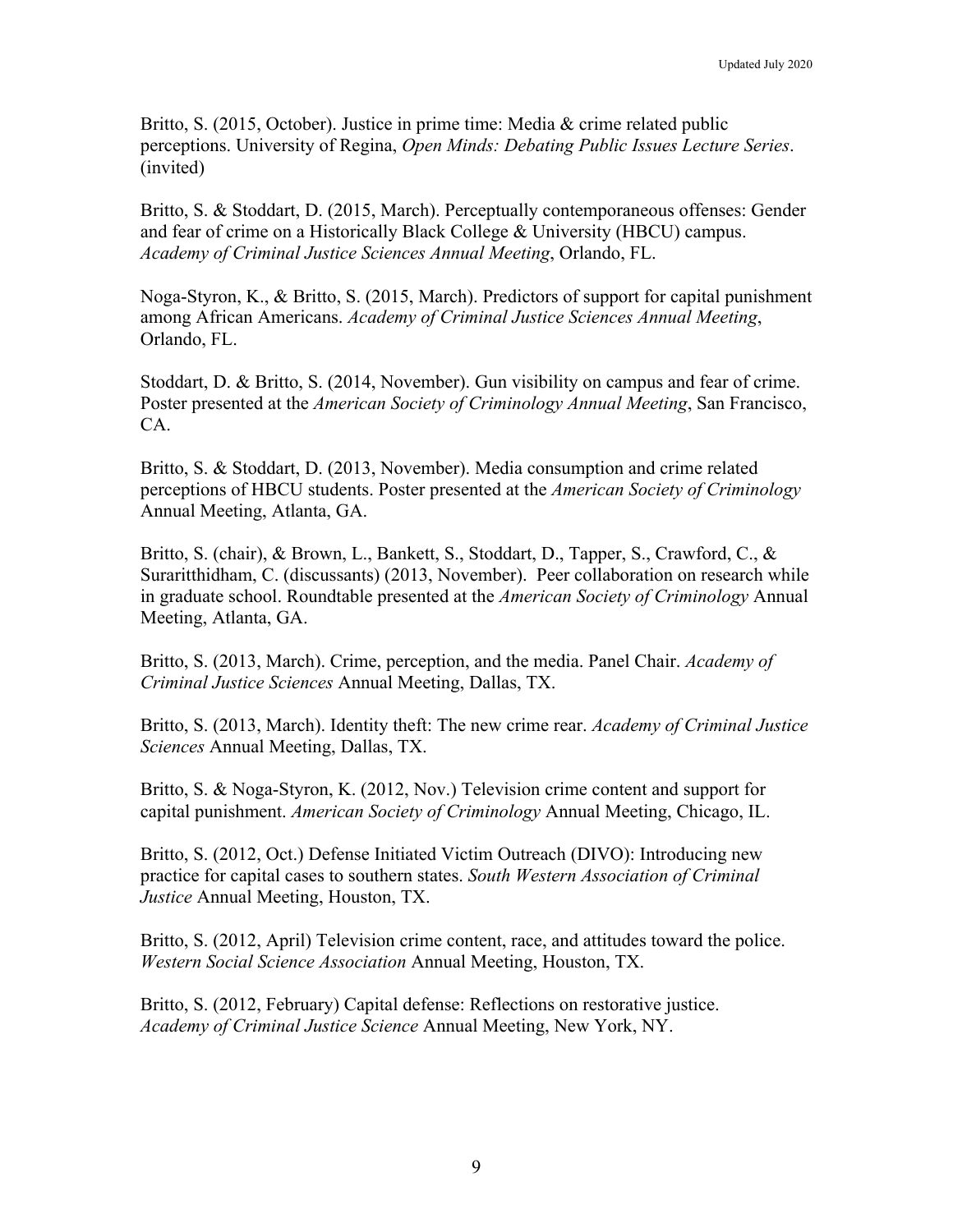Britto, S. (2015, October). Justice in prime time: Media & crime related public perceptions. University of Regina, *Open Minds: Debating Public Issues Lecture Series*. (invited)

Britto, S. & Stoddart, D. (2015, March). Perceptually contemporaneous offenses: Gender and fear of crime on a Historically Black College & University (HBCU) campus. *Academy of Criminal Justice Sciences Annual Meeting*, Orlando, FL.

Noga-Styron, K., & Britto, S. (2015, March). Predictors of support for capital punishment among African Americans. *Academy of Criminal Justice Sciences Annual Meeting*, Orlando, FL.

Stoddart, D. & Britto, S. (2014, November). Gun visibility on campus and fear of crime. Poster presented at the *American Society of Criminology Annual Meeting*, San Francisco, CA.

Britto, S. & Stoddart, D. (2013, November). Media consumption and crime related perceptions of HBCU students. Poster presented at the *American Society of Criminology* Annual Meeting, Atlanta, GA.

Britto, S. (chair), & Brown, L., Bankett, S., Stoddart, D., Tapper, S., Crawford, C., & Suraritthidham, C. (discussants) (2013, November). Peer collaboration on research while in graduate school. Roundtable presented at the *American Society of Criminology* Annual Meeting, Atlanta, GA.

Britto, S. (2013, March). Crime, perception, and the media. Panel Chair. *Academy of Criminal Justice Sciences* Annual Meeting, Dallas, TX.

Britto, S. (2013, March). Identity theft: The new crime rear. *Academy of Criminal Justice Sciences* Annual Meeting, Dallas, TX.

Britto, S. & Noga-Styron, K. (2012, Nov.) Television crime content and support for capital punishment. *American Society of Criminology* Annual Meeting, Chicago, IL.

Britto, S. (2012, Oct.) Defense Initiated Victim Outreach (DIVO): Introducing new practice for capital cases to southern states. *South Western Association of Criminal Justice* Annual Meeting, Houston, TX.

Britto, S. (2012, April) Television crime content, race, and attitudes toward the police. *Western Social Science Association* Annual Meeting, Houston, TX.

Britto, S. (2012, February) Capital defense: Reflections on restorative justice. *Academy of Criminal Justice Science* Annual Meeting, New York, NY.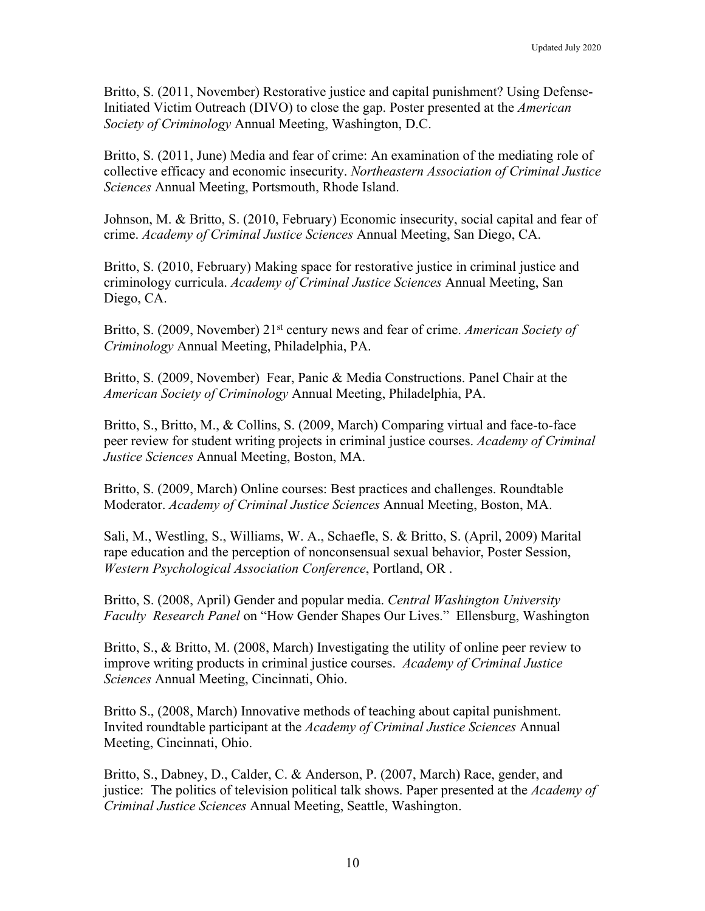Britto, S. (2011, November) Restorative justice and capital punishment? Using Defense-Initiated Victim Outreach (DIVO) to close the gap. Poster presented at the *American Society of Criminology* Annual Meeting, Washington, D.C.

Britto, S. (2011, June) Media and fear of crime: An examination of the mediating role of collective efficacy and economic insecurity. *Northeastern Association of Criminal Justice Sciences* Annual Meeting, Portsmouth, Rhode Island.

Johnson, M. & Britto, S. (2010, February) Economic insecurity, social capital and fear of crime. *Academy of Criminal Justice Sciences* Annual Meeting, San Diego, CA.

Britto, S. (2010, February) Making space for restorative justice in criminal justice and criminology curricula. *Academy of Criminal Justice Sciences* Annual Meeting, San Diego, CA.

Britto, S. (2009, November) 21st century news and fear of crime. *American Society of Criminology* Annual Meeting, Philadelphia, PA.

Britto, S. (2009, November) Fear, Panic & Media Constructions. Panel Chair at the *American Society of Criminology* Annual Meeting, Philadelphia, PA.

Britto, S., Britto, M., & Collins, S. (2009, March) Comparing virtual and face-to-face peer review for student writing projects in criminal justice courses. *Academy of Criminal Justice Sciences* Annual Meeting, Boston, MA.

Britto, S. (2009, March) Online courses: Best practices and challenges. Roundtable Moderator. *Academy of Criminal Justice Sciences* Annual Meeting, Boston, MA.

Sali, M., Westling, S., Williams, W. A., Schaefle, S. & Britto, S. (April, 2009) Marital rape education and the perception of nonconsensual sexual behavior, Poster Session, *Western Psychological Association Conference*, Portland, OR .

Britto, S. (2008, April) Gender and popular media. *Central Washington University Faculty Research Panel* on "How Gender Shapes Our Lives." Ellensburg, Washington

Britto, S., & Britto, M. (2008, March) Investigating the utility of online peer review to improve writing products in criminal justice courses. *Academy of Criminal Justice Sciences* Annual Meeting, Cincinnati, Ohio.

Britto S., (2008, March) Innovative methods of teaching about capital punishment. Invited roundtable participant at the *Academy of Criminal Justice Sciences* Annual Meeting, Cincinnati, Ohio.

Britto, S., Dabney, D., Calder, C. & Anderson, P. (2007, March) Race, gender, and justice: The politics of television political talk shows. Paper presented at the *Academy of Criminal Justice Sciences* Annual Meeting, Seattle, Washington.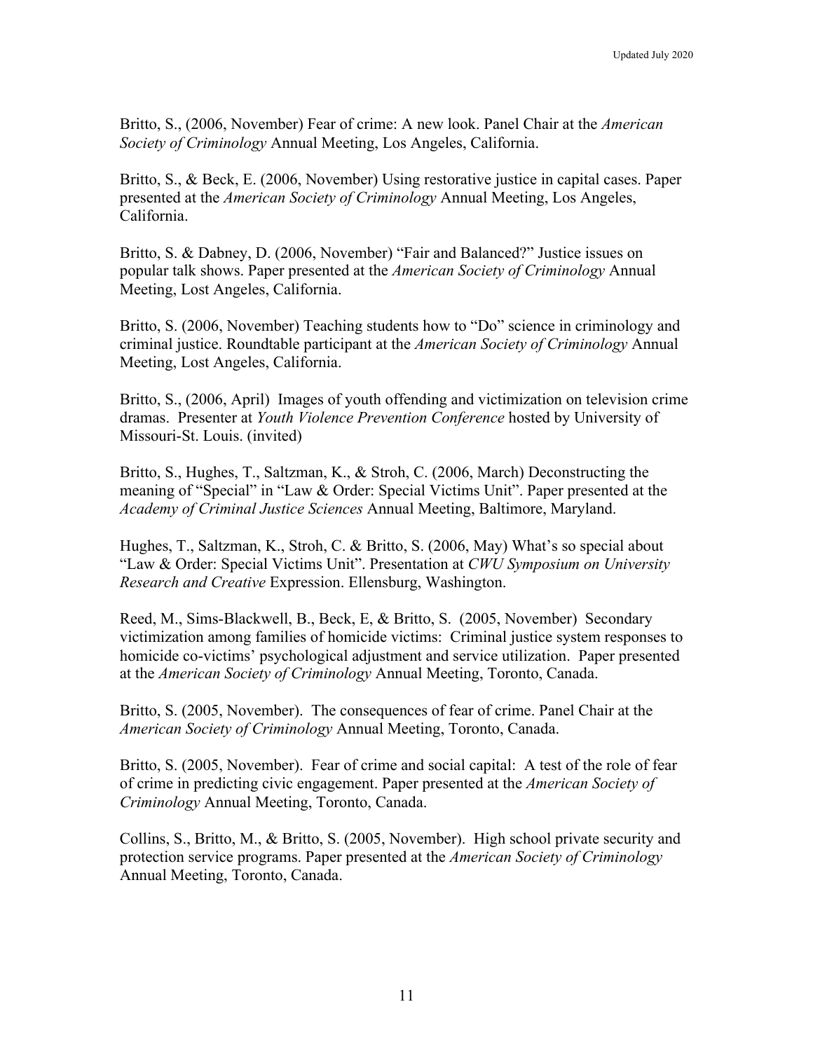Britto, S., (2006, November) Fear of crime: A new look. Panel Chair at the *American Society of Criminology* Annual Meeting, Los Angeles, California.

Britto, S., & Beck, E. (2006, November) Using restorative justice in capital cases. Paper presented at the *American Society of Criminology* Annual Meeting, Los Angeles, California.

Britto, S. & Dabney, D. (2006, November) "Fair and Balanced?" Justice issues on popular talk shows. Paper presented at the *American Society of Criminology* Annual Meeting, Lost Angeles, California.

Britto, S. (2006, November) Teaching students how to "Do" science in criminology and criminal justice. Roundtable participant at the *American Society of Criminology* Annual Meeting, Lost Angeles, California.

Britto, S., (2006, April) Images of youth offending and victimization on television crime dramas. Presenter at *Youth Violence Prevention Conference* hosted by University of Missouri-St. Louis. (invited)

Britto, S., Hughes, T., Saltzman, K., & Stroh, C. (2006, March) Deconstructing the meaning of "Special" in "Law & Order: Special Victims Unit". Paper presented at the *Academy of Criminal Justice Sciences* Annual Meeting, Baltimore, Maryland.

Hughes, T., Saltzman, K., Stroh, C. & Britto, S. (2006, May) What's so special about "Law & Order: Special Victims Unit". Presentation at *CWU Symposium on University Research and Creative* Expression. Ellensburg, Washington.

Reed, M., Sims-Blackwell, B., Beck, E, & Britto, S. (2005, November) Secondary victimization among families of homicide victims: Criminal justice system responses to homicide co-victims' psychological adjustment and service utilization. Paper presented at the *American Society of Criminology* Annual Meeting, Toronto, Canada.

Britto, S. (2005, November). The consequences of fear of crime. Panel Chair at the *American Society of Criminology* Annual Meeting, Toronto, Canada.

Britto, S. (2005, November). Fear of crime and social capital: A test of the role of fear of crime in predicting civic engagement. Paper presented at the *American Society of Criminology* Annual Meeting, Toronto, Canada.

Collins, S., Britto, M., & Britto, S. (2005, November). High school private security and protection service programs. Paper presented at the *American Society of Criminology* Annual Meeting, Toronto, Canada.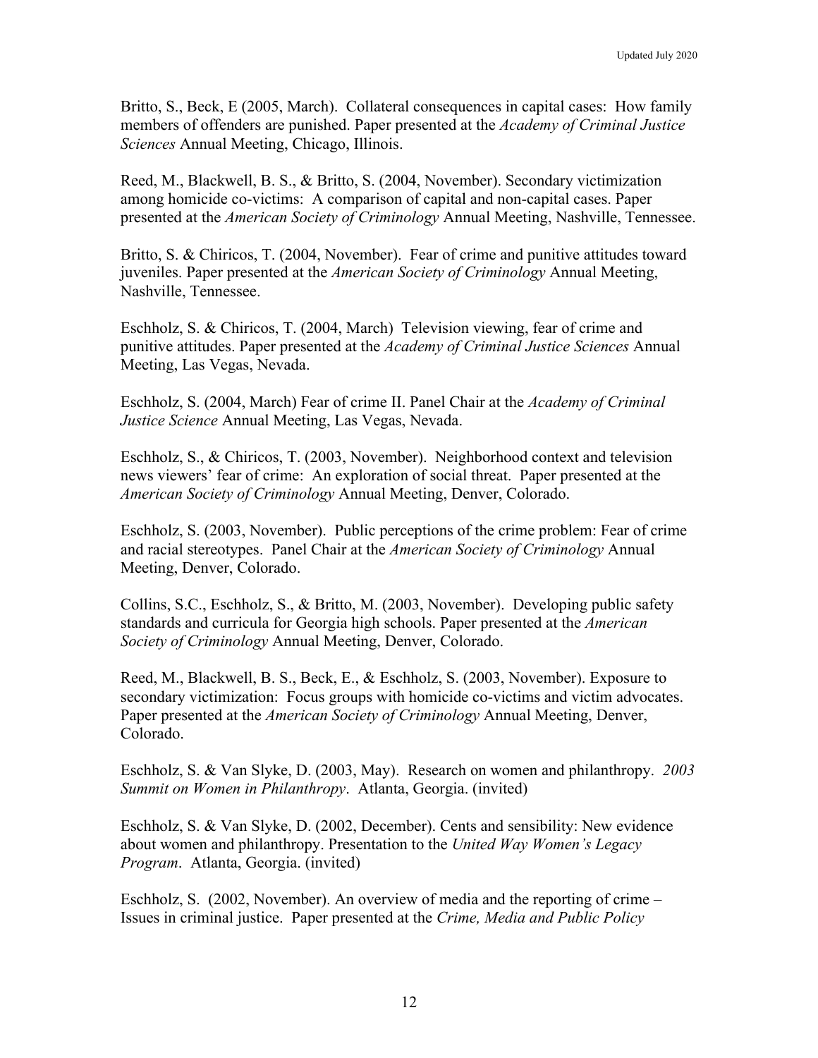Britto, S., Beck, E (2005, March). Collateral consequences in capital cases: How family members of offenders are punished. Paper presented at the *Academy of Criminal Justice Sciences* Annual Meeting, Chicago, Illinois.

Reed, M., Blackwell, B. S., & Britto, S. (2004, November). Secondary victimization among homicide co-victims: A comparison of capital and non-capital cases. Paper presented at the *American Society of Criminology* Annual Meeting, Nashville, Tennessee.

Britto, S. & Chiricos, T. (2004, November). Fear of crime and punitive attitudes toward juveniles. Paper presented at the *American Society of Criminology* Annual Meeting, Nashville, Tennessee.

Eschholz, S. & Chiricos, T. (2004, March) Television viewing, fear of crime and punitive attitudes. Paper presented at the *Academy of Criminal Justice Sciences* Annual Meeting, Las Vegas, Nevada.

Eschholz, S. (2004, March) Fear of crime II. Panel Chair at the *Academy of Criminal Justice Science* Annual Meeting, Las Vegas, Nevada.

Eschholz, S., & Chiricos, T. (2003, November). Neighborhood context and television news viewers' fear of crime: An exploration of social threat. Paper presented at the *American Society of Criminology* Annual Meeting, Denver, Colorado.

Eschholz, S. (2003, November). Public perceptions of the crime problem: Fear of crime and racial stereotypes. Panel Chair at the *American Society of Criminology* Annual Meeting, Denver, Colorado.

Collins, S.C., Eschholz, S., & Britto, M. (2003, November). Developing public safety standards and curricula for Georgia high schools. Paper presented at the *American Society of Criminology* Annual Meeting, Denver, Colorado.

Reed, M., Blackwell, B. S., Beck, E., & Eschholz, S. (2003, November). Exposure to secondary victimization: Focus groups with homicide co-victims and victim advocates. Paper presented at the *American Society of Criminology* Annual Meeting, Denver, Colorado.

Eschholz, S. & Van Slyke, D. (2003, May). Research on women and philanthropy. *2003 Summit on Women in Philanthropy*. Atlanta, Georgia. (invited)

Eschholz, S. & Van Slyke, D. (2002, December). Cents and sensibility: New evidence about women and philanthropy. Presentation to the *United Way Women's Legacy Program*. Atlanta, Georgia. (invited)

Eschholz, S. (2002, November). An overview of media and the reporting of crime – Issues in criminal justice. Paper presented at the *Crime, Media and Public Policy*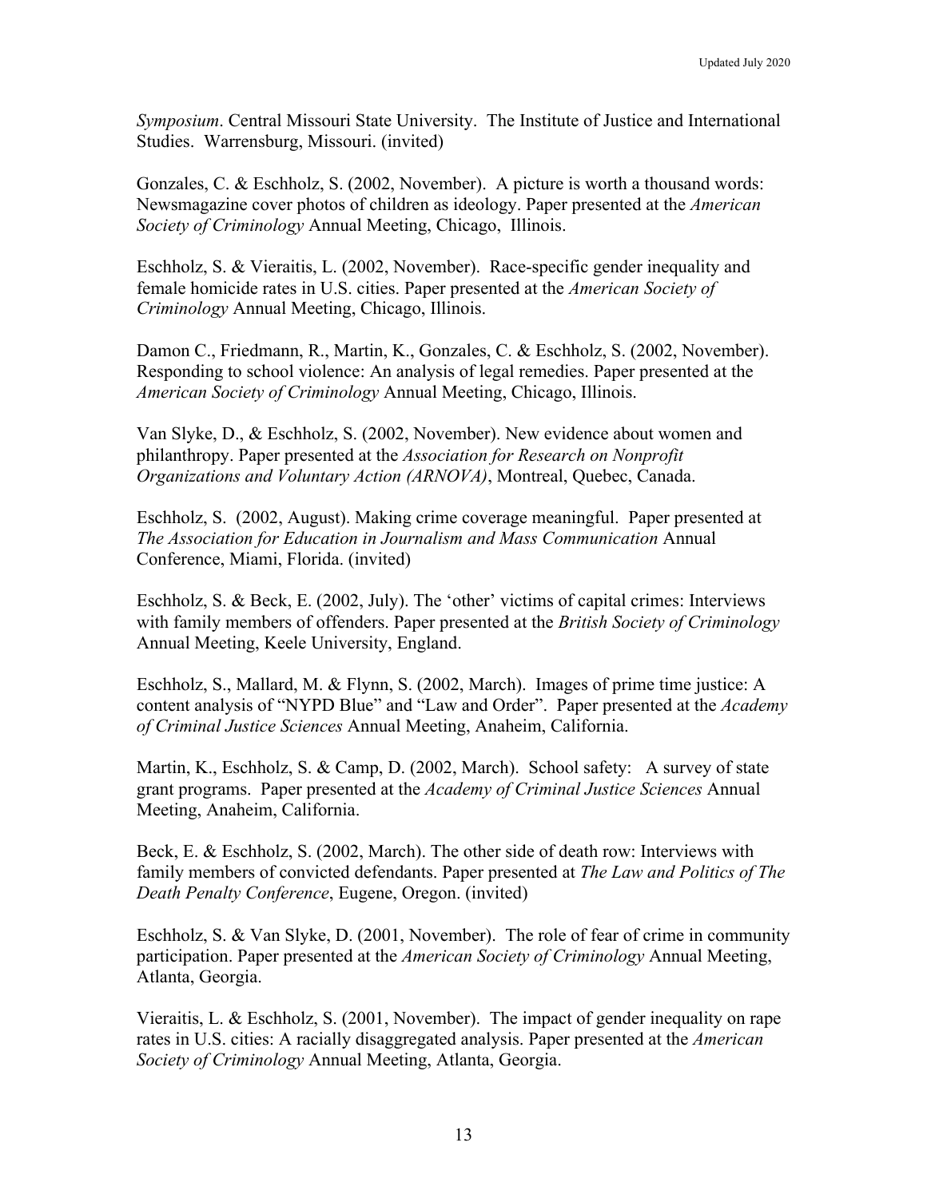*Symposium*. Central Missouri State University. The Institute of Justice and International Studies. Warrensburg, Missouri. (invited)

Gonzales, C. & Eschholz, S. (2002, November). A picture is worth a thousand words: Newsmagazine cover photos of children as ideology. Paper presented at the *American Society of Criminology* Annual Meeting, Chicago, Illinois.

Eschholz, S. & Vieraitis, L. (2002, November). Race-specific gender inequality and female homicide rates in U.S. cities. Paper presented at the *American Society of Criminology* Annual Meeting, Chicago, Illinois.

Damon C., Friedmann, R., Martin, K., Gonzales, C. & Eschholz, S. (2002, November). Responding to school violence: An analysis of legal remedies. Paper presented at the *American Society of Criminology* Annual Meeting, Chicago, Illinois.

Van Slyke, D., & Eschholz, S. (2002, November). New evidence about women and philanthropy. Paper presented at the *Association for Research on Nonprofit Organizations and Voluntary Action (ARNOVA)*, Montreal, Quebec, Canada.

Eschholz, S. (2002, August). Making crime coverage meaningful. Paper presented at *The Association for Education in Journalism and Mass Communication* Annual Conference, Miami, Florida. (invited)

Eschholz, S. & Beck, E. (2002, July). The 'other' victims of capital crimes: Interviews with family members of offenders. Paper presented at the *British Society of Criminology* Annual Meeting, Keele University, England.

Eschholz, S., Mallard, M. & Flynn, S. (2002, March). Images of prime time justice: A content analysis of "NYPD Blue" and "Law and Order". Paper presented at the *Academy of Criminal Justice Sciences* Annual Meeting, Anaheim, California.

Martin, K., Eschholz, S. & Camp, D. (2002, March). School safety: A survey of state grant programs. Paper presented at the *Academy of Criminal Justice Sciences* Annual Meeting, Anaheim, California.

Beck, E. & Eschholz, S. (2002, March). The other side of death row: Interviews with family members of convicted defendants. Paper presented at *The Law and Politics of The Death Penalty Conference*, Eugene, Oregon. (invited)

Eschholz, S. & Van Slyke, D. (2001, November). The role of fear of crime in community participation. Paper presented at the *American Society of Criminology* Annual Meeting, Atlanta, Georgia.

Vieraitis, L. & Eschholz, S. (2001, November). The impact of gender inequality on rape rates in U.S. cities: A racially disaggregated analysis. Paper presented at the *American Society of Criminology* Annual Meeting, Atlanta, Georgia.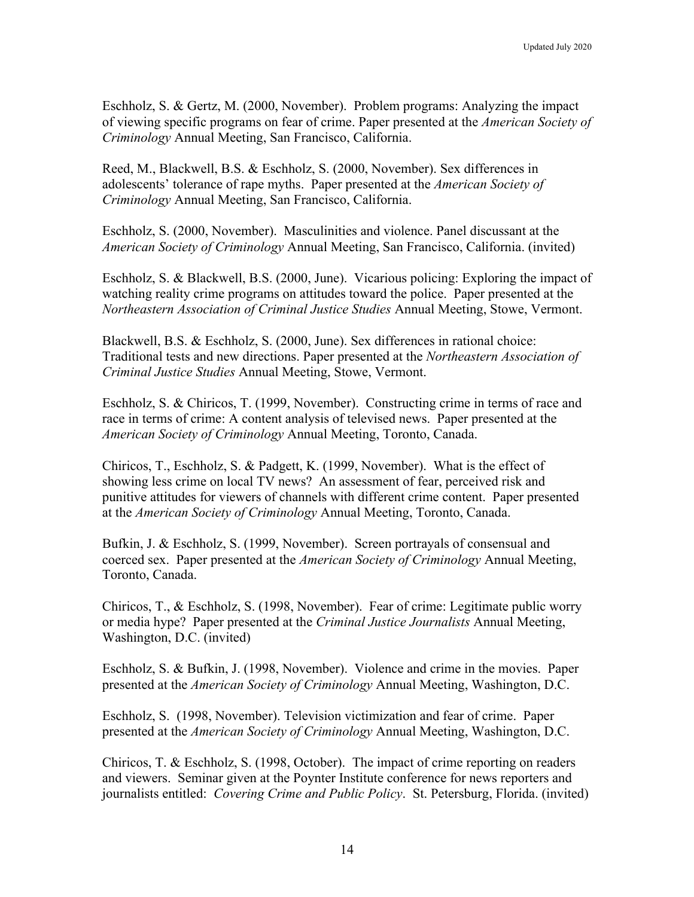Eschholz, S. & Gertz, M. (2000, November). Problem programs: Analyzing the impact of viewing specific programs on fear of crime. Paper presented at the *American Society of Criminology* Annual Meeting, San Francisco, California.

Reed, M., Blackwell, B.S. & Eschholz, S. (2000, November). Sex differences in adolescents' tolerance of rape myths. Paper presented at the *American Society of Criminology* Annual Meeting, San Francisco, California.

Eschholz, S. (2000, November). Masculinities and violence. Panel discussant at the *American Society of Criminology* Annual Meeting, San Francisco, California. (invited)

Eschholz, S. & Blackwell, B.S. (2000, June). Vicarious policing: Exploring the impact of watching reality crime programs on attitudes toward the police. Paper presented at the *Northeastern Association of Criminal Justice Studies* Annual Meeting, Stowe, Vermont.

Blackwell, B.S. & Eschholz, S. (2000, June). Sex differences in rational choice: Traditional tests and new directions. Paper presented at the *Northeastern Association of Criminal Justice Studies* Annual Meeting, Stowe, Vermont.

Eschholz, S. & Chiricos, T. (1999, November). Constructing crime in terms of race and race in terms of crime: A content analysis of televised news. Paper presented at the *American Society of Criminology* Annual Meeting, Toronto, Canada.

Chiricos, T., Eschholz, S. & Padgett, K. (1999, November). What is the effect of showing less crime on local TV news? An assessment of fear, perceived risk and punitive attitudes for viewers of channels with different crime content. Paper presented at the *American Society of Criminology* Annual Meeting, Toronto, Canada.

Bufkin, J. & Eschholz, S. (1999, November). Screen portrayals of consensual and coerced sex. Paper presented at the *American Society of Criminology* Annual Meeting, Toronto, Canada.

Chiricos, T., & Eschholz, S. (1998, November). Fear of crime: Legitimate public worry or media hype? Paper presented at the *Criminal Justice Journalists* Annual Meeting, Washington, D.C. (invited)

Eschholz, S. & Bufkin, J. (1998, November). Violence and crime in the movies. Paper presented at the *American Society of Criminology* Annual Meeting, Washington, D.C.

Eschholz, S. (1998, November). Television victimization and fear of crime. Paper presented at the *American Society of Criminology* Annual Meeting, Washington, D.C.

Chiricos, T. & Eschholz, S. (1998, October). The impact of crime reporting on readers and viewers. Seminar given at the Poynter Institute conference for news reporters and journalists entitled: *Covering Crime and Public Policy*. St. Petersburg, Florida. (invited)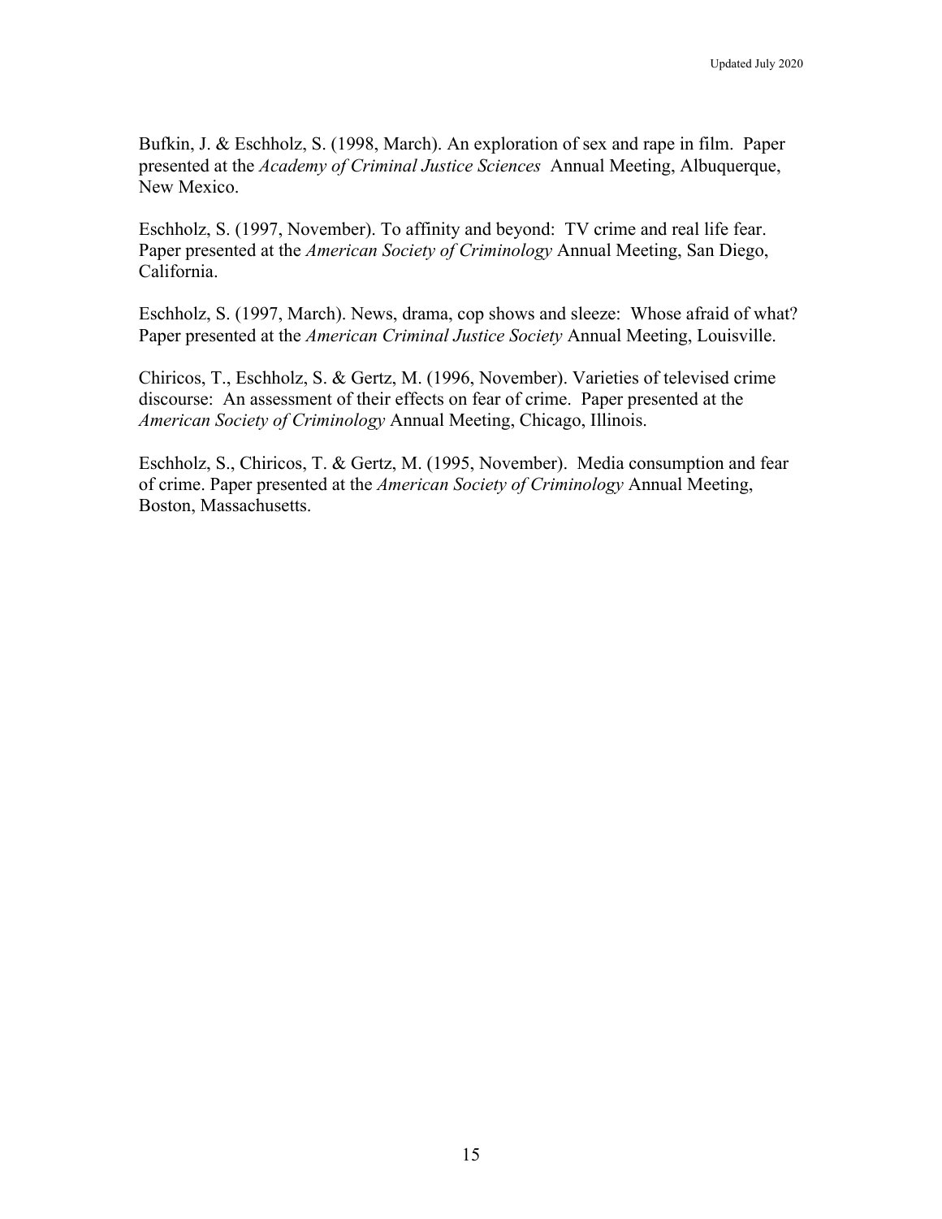Bufkin, J. & Eschholz, S. (1998, March). An exploration of sex and rape in film. Paper presented at the *Academy of Criminal Justice Sciences* Annual Meeting, Albuquerque, New Mexico.

Eschholz, S. (1997, November). To affinity and beyond: TV crime and real life fear. Paper presented at the *American Society of Criminology* Annual Meeting, San Diego, California.

Eschholz, S. (1997, March). News, drama, cop shows and sleeze: Whose afraid of what? Paper presented at the *American Criminal Justice Society* Annual Meeting, Louisville.

Chiricos, T., Eschholz, S. & Gertz, M. (1996, November). Varieties of televised crime discourse: An assessment of their effects on fear of crime. Paper presented at the *American Society of Criminology* Annual Meeting, Chicago, Illinois.

Eschholz, S., Chiricos, T. & Gertz, M. (1995, November). Media consumption and fear of crime. Paper presented at the *American Society of Criminology* Annual Meeting, Boston, Massachusetts.